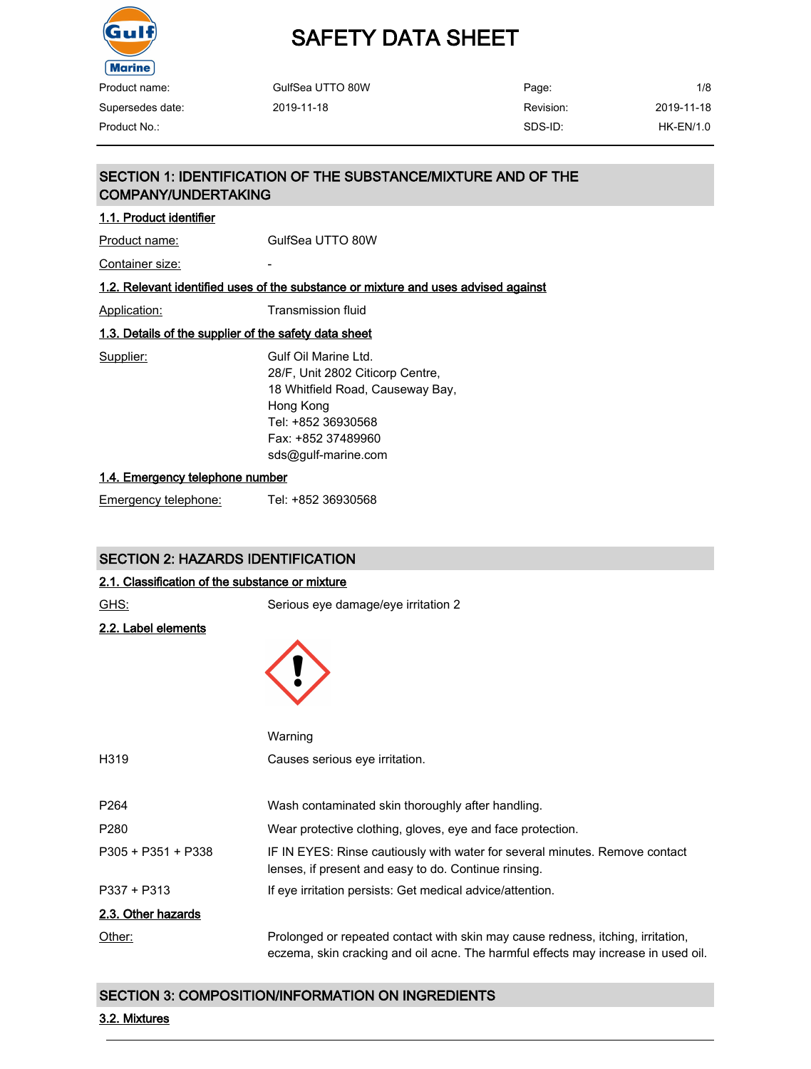# SAFETY DATA SHEET

| Product name: | GulfSea UTTO 80W | Page: | 1/8 |
| --- | --- | --- | --- |
| Supersedes date: | 2019-11-18 | Revision: | 2019-11-18 |
| Product No.: | | SDS-ID: | HK-EN/1.0 |

## SECTION 1: IDENTIFICATION OF THE SUBSTANCE/MIXTURE AND OF THE COMPANY/UNDERTAKING

### 1.1. Product identifier

Product name: GulfSea UTTO 80W

Container size: -

### 1.2. Relevant identified uses of the substance or mixture and uses advised against

Application: Transmission fluid

### 1.3. Details of the supplier of the safety data sheet

Supplier: Gulf Oil Marine Ltd.
28/F, Unit 2802 Citicorp Centre,
18 Whitfield Road, Causeway Bay,
Hong Kong
Tel: +852 36930568
Fax: +852 37489960
sds@gulf-marine.com

### 1.4. Emergency telephone number

Emergency telephone: Tel: +852 36930568

## SECTION 2: HAZARDS IDENTIFICATION

### 2.1. Classification of the substance or mixture

GHS: Serious eye damage/eye irritation 2

### 2.2. Label elements

Warning

| | |
| --- | --- |
| H319 | Causes serious eye irritation. |
| P264 | Wash contaminated skin thoroughly after handling. |
| P280 | Wear protective clothing, gloves, eye and face protection. |
| P305 + P351 + P338 | IF IN EYES: Rinse cautiously with water for several minutes. Remove contact lenses, if present and easy to do. Continue rinsing. |
| P337 + P313 | If eye irritation persists: Get medical advice/attention. |

### 2.3. Other hazards

Other: Prolonged or repeated contact with skin may cause redness, itching, irritation, eczema, skin cracking and oil acne. The harmful effects may increase in used oil.

## SECTION 3: COMPOSITION/INFORMATION ON INGREDIENTS

### 3.2. Mixtures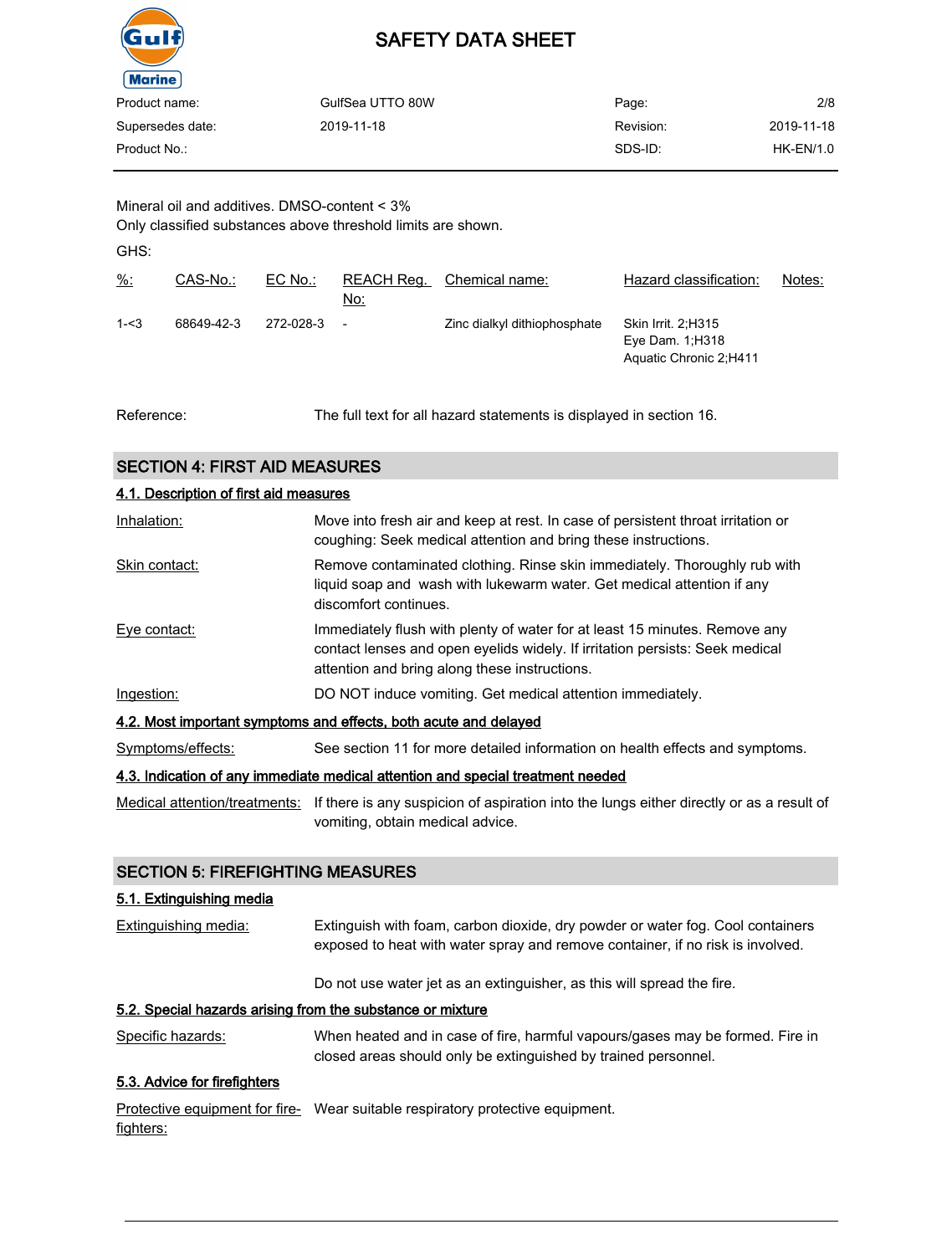Mineral oil and additives. DMSO-content < 3%
Only classified substances above threshold limits are shown.

GHS:

| %: | CAS-No.: | EC No.: | REACH Reg. No: | Chemical name: | Hazard classification: | Notes: |
|---|---|---|---|---|---|---|
| 1-<3 | 68649-42-3 | 272-028-3 | - | Zinc dialkyl dithiophosphate | Skin Irrit. 2;H315<br>Eye Dam. 1;H318<br>Aquatic Chronic 2;H411 | |

Reference: The full text for all hazard statements is displayed in section 16.

## SECTION 4: FIRST AID MEASURES

### 4.1. Description of first aid measures

**Inhalation:** Move into fresh air and keep at rest. In case of persistent throat irritation or coughing: Seek medical attention and bring these instructions.

**Skin contact:** Remove contaminated clothing. Rinse skin immediately. Thoroughly rub with liquid soap and wash with lukewarm water. Get medical attention if any discomfort continues.

**Eye contact:** Immediately flush with plenty of water for at least 15 minutes. Remove any contact lenses and open eyelids widely. If irritation persists: Seek medical attention and bring along these instructions.

**Ingestion:** DO NOT induce vomiting. Get medical attention immediately.

### 4.2. Most important symptoms and effects, both acute and delayed

**Symptoms/effects:** See section 11 for more detailed information on health effects and symptoms.

### 4.3. Indication of any immediate medical attention and special treatment needed

**Medical attention/treatments:** If there is any suspicion of aspiration into the lungs either directly or as a result of vomiting, obtain medical advice.

## SECTION 5: FIREFIGHTING MEASURES

### 5.1. Extinguishing media

**Extinguishing media:** Extinguish with foam, carbon dioxide, dry powder or water fog. Cool containers exposed to heat with water spray and remove container, if no risk is involved.

Do not use water jet as an extinguisher, as this will spread the fire.

### 5.2. Special hazards arising from the substance or mixture

**Specific hazards:** When heated and in case of fire, harmful vapours/gases may be formed. Fire in closed areas should only be extinguished by trained personnel.

### 5.3. Advice for firefighters

**Protective equipment for fire-fighters:** Wear suitable respiratory protective equipment.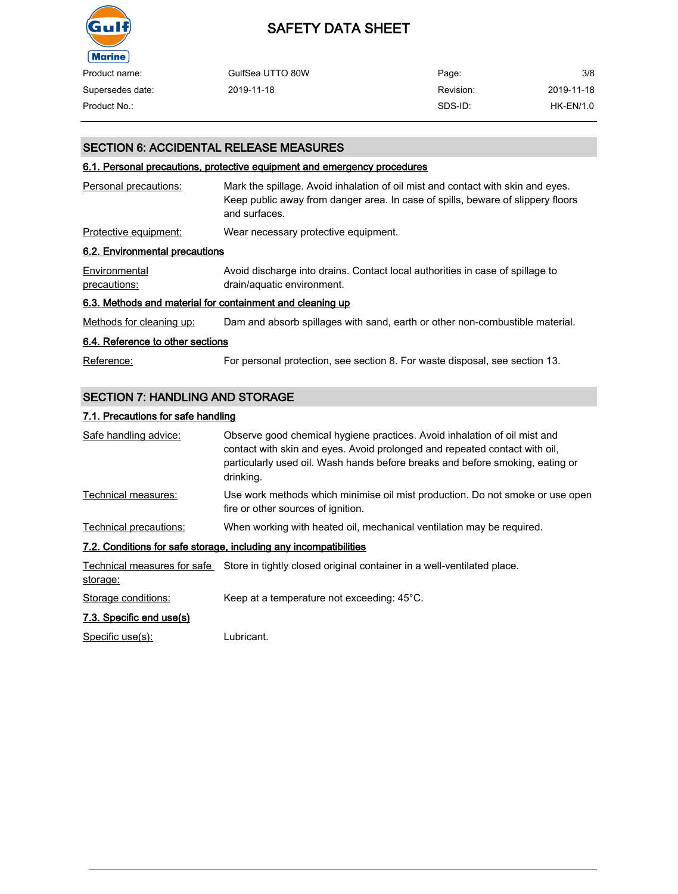## SECTION 6: ACCIDENTAL RELEASE MEASURES

### 6.1. Personal precautions, protective equipment and emergency procedures

| | |
|---|---|
| Personal precautions: | Mark the spillage. Avoid inhalation of oil mist and contact with skin and eyes. Keep public away from danger area. In case of spills, beware of slippery floors and surfaces. |
| Protective equipment: | Wear necessary protective equipment. |

### 6.2. Environmental precautions

| | |
|---|---|
| Environmental precautions: | Avoid discharge into drains. Contact local authorities in case of spillage to drain/aquatic environment. |

### 6.3. Methods and material for containment and cleaning up

| | |
|---|---|
| Methods for cleaning up: | Dam and absorb spillages with sand, earth or other non-combustible material. |

### 6.4. Reference to other sections

| | |
|---|---|
| Reference: | For personal protection, see section 8. For waste disposal, see section 13. |

## SECTION 7: HANDLING AND STORAGE

### 7.1. Precautions for safe handling

| | |
|---|---|
| Safe handling advice: | Observe good chemical hygiene practices. Avoid inhalation of oil mist and contact with skin and eyes. Avoid prolonged and repeated contact with oil, particularly used oil. Wash hands before breaks and before smoking, eating or drinking. |
| Technical measures: | Use work methods which minimise oil mist production. Do not smoke or use open fire or other sources of ignition. |
| Technical precautions: | When working with heated oil, mechanical ventilation may be required. |

### 7.2. Conditions for safe storage, including any incompatibilities

| | |
|---|---|
| Technical measures for safe storage: | Store in tightly closed original container in a well-ventilated place. |
| Storage conditions: | Keep at a temperature not exceeding: 45°C. |

### 7.3. Specific end use(s)

| | |
|---|---|
| Specific use(s): | Lubricant. |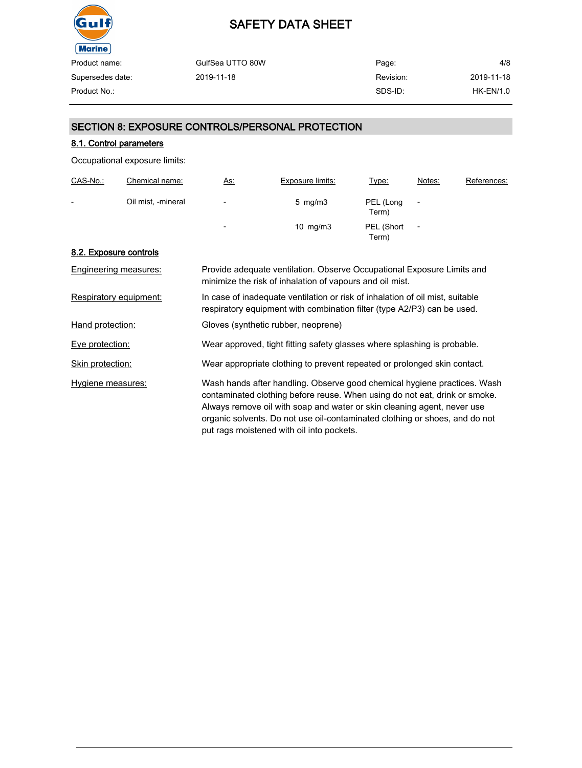## SECTION 8: EXPOSURE CONTROLS/PERSONAL PROTECTION

### 8.1. Control parameters

Occupational exposure limits:

| CAS-No.: | Chemical name: | As: | Exposure limits: | Type: | Notes: | References: |
|---|---|---|---|---|---|---|
| - | Oil mist, -mineral | - | 5 mg/m3 | PEL (Long Term) | - | |
| | | - | 10 mg/m3 | PEL (Short Term) | - | |

### 8.2. Exposure controls

Engineering measures: Provide adequate ventilation. Observe Occupational Exposure Limits and minimize the risk of inhalation of vapours and oil mist.

Respiratory equipment: In case of inadequate ventilation or risk of inhalation of oil mist, suitable respiratory equipment with combination filter (type A2/P3) can be used.

Hand protection: Gloves (synthetic rubber, neoprene)

Eye protection: Wear approved, tight fitting safety glasses where splashing is probable.

Skin protection: Wear appropriate clothing to prevent repeated or prolonged skin contact.

Hygiene measures: Wash hands after handling. Observe good chemical hygiene practices. Wash contaminated clothing before reuse. When using do not eat, drink or smoke. Always remove oil with soap and water or skin cleaning agent, never use organic solvents. Do not use oil-contaminated clothing or shoes, and do not put rags moistened with oil into pockets.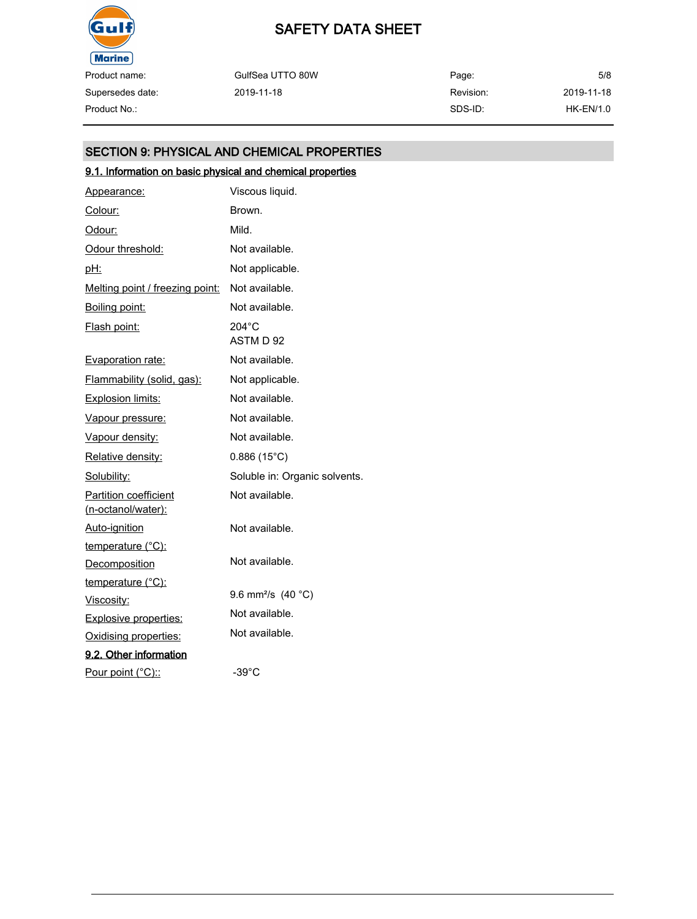## SECTION 9: PHYSICAL AND CHEMICAL PROPERTIES

### 9.1. Information on basic physical and chemical properties

| Property | Value |
|---|---|
| Appearance: | Viscous liquid. |
| Colour: | Brown. |
| Odour: | Mild. |
| Odour threshold: | Not available. |
| pH: | Not applicable. |
| Melting point / freezing point: | Not available. |
| Boiling point: | Not available. |
| Flash point: | 204°C ASTM D 92 |
| Evaporation rate: | Not available. |
| Flammability (solid, gas): | Not applicable. |
| Explosion limits: | Not available. |
| Vapour pressure: | Not available. |
| Vapour density: | Not available. |
| Relative density: | 0.886 (15°C) |
| Solubility: | Soluble in: Organic solvents. |
| Partition coefficient (n-octanol/water): | Not available. |
| Auto-ignition temperature (°C): | Not available. |
| Decomposition temperature (°C): | Not available. |
| Viscosity: | 9.6 $mm^2/s$ (40 °C) |
| Explosive properties: | Not available. |
| Oxidising properties: | Not available. |

### 9.2. Other information

| Property | Value |
|---|---|
| Pour point (°C):: | -39°C |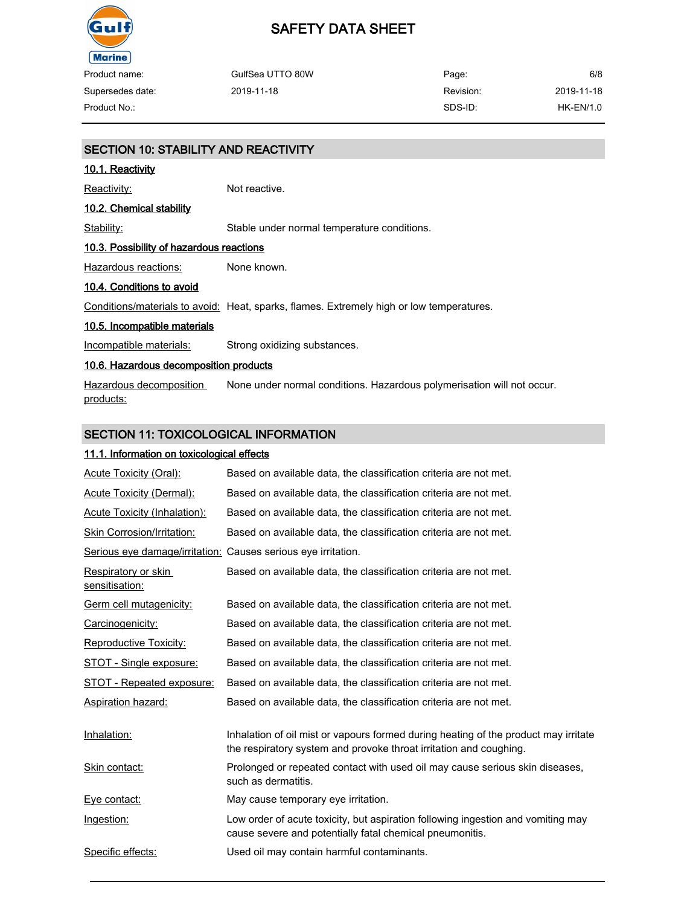## SECTION 10: STABILITY AND REACTIVITY

### 10.1. Reactivity

Reactivity: Not reactive.

### 10.2. Chemical stability

Stability: Stable under normal temperature conditions.

### 10.3. Possibility of hazardous reactions

Hazardous reactions: None known.

### 10.4. Conditions to avoid

Conditions/materials to avoid: Heat, sparks, flames. Extremely high or low temperatures.

### 10.5. Incompatible materials

Incompatible materials: Strong oxidizing substances.

### 10.6. Hazardous decomposition products

Hazardous decomposition products: None under normal conditions. Hazardous polymerisation will not occur.

## SECTION 11: TOXICOLOGICAL INFORMATION

### 11.1. Information on toxicological effects

Acute Toxicity (Oral): Based on available data, the classification criteria are not met.

Acute Toxicity (Dermal): Based on available data, the classification criteria are not met.

Acute Toxicity (Inhalation): Based on available data, the classification criteria are not met.

Skin Corrosion/Irritation: Based on available data, the classification criteria are not met.

Serious eye damage/irritation: Causes serious eye irritation.

Respiratory or skin sensitisation: Based on available data, the classification criteria are not met.

Germ cell mutagenicity: Based on available data, the classification criteria are not met.

Carcinogenicity: Based on available data, the classification criteria are not met.

Reproductive Toxicity: Based on available data, the classification criteria are not met.

STOT - Single exposure: Based on available data, the classification criteria are not met.

STOT - Repeated exposure: Based on available data, the classification criteria are not met.

Aspiration hazard: Based on available data, the classification criteria are not met.

Inhalation: Inhalation of oil mist or vapours formed during heating of the product may irritate the respiratory system and provoke throat irritation and coughing.

Skin contact: Prolonged or repeated contact with used oil may cause serious skin diseases, such as dermatitis.

Eye contact: May cause temporary eye irritation.

Ingestion: Low order of acute toxicity, but aspiration following ingestion and vomiting may cause severe and potentially fatal chemical pneumonitis.

Specific effects: Used oil may contain harmful contaminants.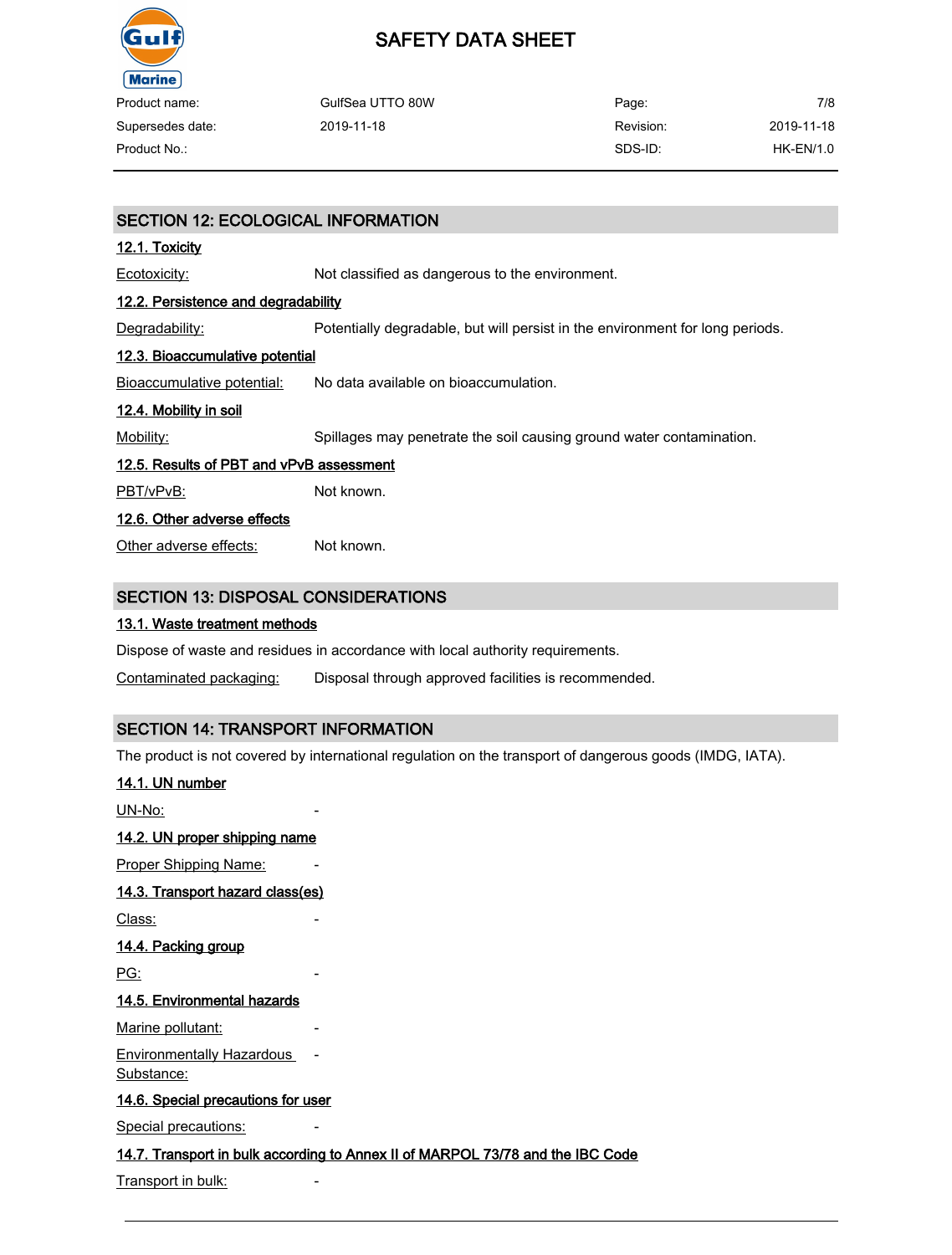## SECTION 12: ECOLOGICAL INFORMATION

### 12.1. Toxicity

Ecotoxicity: Not classified as dangerous to the environment.

### 12.2. Persistence and degradability

Degradability: Potentially degradable, but will persist in the environment for long periods.

### 12.3. Bioaccumulative potential

Bioaccumulative potential: No data available on bioaccumulation.

### 12.4. Mobility in soil

Mobility: Spillages may penetrate the soil causing ground water contamination.

### 12.5. Results of PBT and vPvB assessment

PBT/vPvB: Not known.

### 12.6. Other adverse effects

Other adverse effects: Not known.

## SECTION 13: DISPOSAL CONSIDERATIONS

### 13.1. Waste treatment methods

Dispose of waste and residues in accordance with local authority requirements.

Contaminated packaging: Disposal through approved facilities is recommended.

## SECTION 14: TRANSPORT INFORMATION

The product is not covered by international regulation on the transport of dangerous goods (IMDG, IATA).

### 14.1. UN number

UN-No: -

### 14.2. UN proper shipping name

Proper Shipping Name: -

### 14.3. Transport hazard class(es)

Class: -

### 14.4. Packing group

PG: -

### 14.5. Environmental hazards

Marine pollutant: -

Environmentally Hazardous Substance: -

### 14.6. Special precautions for user

Special precautions: -

### 14.7. Transport in bulk according to Annex II of MARPOL 73/78 and the IBC Code

Transport in bulk: -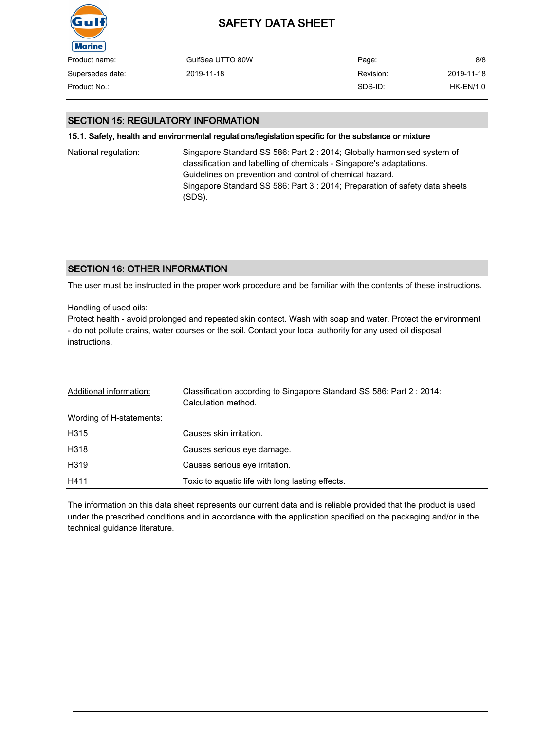## SECTION 15: REGULATORY INFORMATION

### 15.1. Safety, health and environmental regulations/legislation specific for the substance or mixture

| | |
|---|---|
| National regulation: | Singapore Standard SS 586: Part 2 : 2014; Globally harmonised system of classification and labelling of chemicals - Singapore's adaptations. Guidelines on prevention and control of chemical hazard. Singapore Standard SS 586: Part 3 : 2014; Preparation of safety data sheets (SDS). |

## SECTION 16: OTHER INFORMATION

The user must be instructed in the proper work procedure and be familiar with the contents of these instructions.

Handling of used oils:
Protect health - avoid prolonged and repeated skin contact. Wash with soap and water. Protect the environment - do not pollute drains, water courses or the soil. Contact your local authority for any used oil disposal instructions.

| | |
|---|---|
| Additional information: | Classification according to Singapore Standard SS 586: Part 2 : 2014: Calculation method. |
| Wording of H-statements: | |
| H315 | Causes skin irritation. |
| H318 | Causes serious eye damage. |
| H319 | Causes serious eye irritation. |
| H411 | Toxic to aquatic life with long lasting effects. |

The information on this data sheet represents our current data and is reliable provided that the product is used under the prescribed conditions and in accordance with the application specified on the packaging and/or in the technical guidance literature.